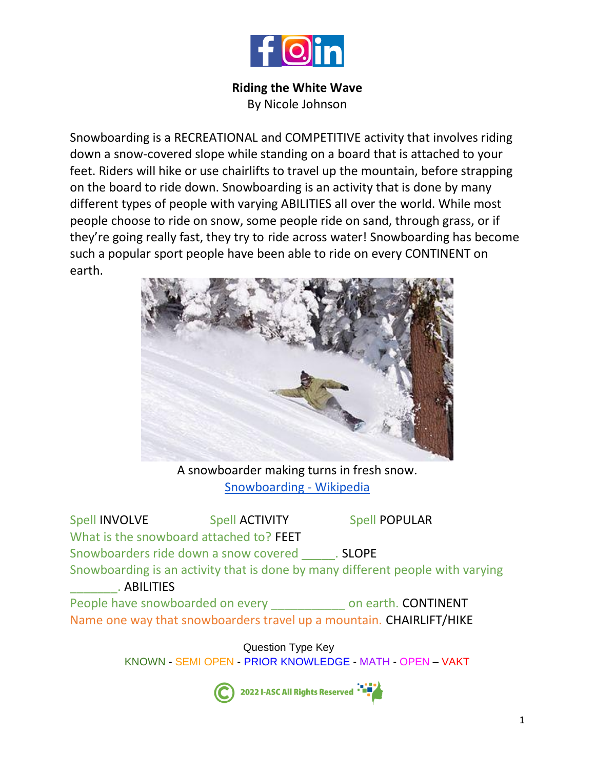**Riding the White Wave**
By Nicole Johnson

Snowboarding is a RECREATIONAL and COMPETITIVE activity that involves riding down a snow-covered slope while standing on a board that is attached to your feet. Riders will hike or use chairlifts to travel up the mountain, before strapping on the board to ride down. Snowboarding is an activity that is done by many different types of people with varying ABILITIES all over the world. While most people choose to ride on snow, some people ride on sand, through grass, or if they're going really fast, they try to ride across water! Snowboarding has become such a popular sport people have been able to ride on every CONTINENT on earth.

A snowboarder making turns in fresh snow.
[Snowboarding - Wikipedia]

Spell INVOLVE Spell ACTIVITY Spell POPULAR

What is the snowboard attached to? FEET

Snowboarders ride down a snow covered _____. SLOPE

Snowboarding is an activity that is done by many different people with varying ________. ABILITIES

People have snowboarded on every ___________ on earth. CONTINENT

Name one way that snowboarders travel up a mountain. CHAIRLIFT/HIKE

Question Type Key
KNOWN - SEMI OPEN - PRIOR KNOWLEDGE - MATH - OPEN – VAKT

2022 I-ASC All Rights Reserved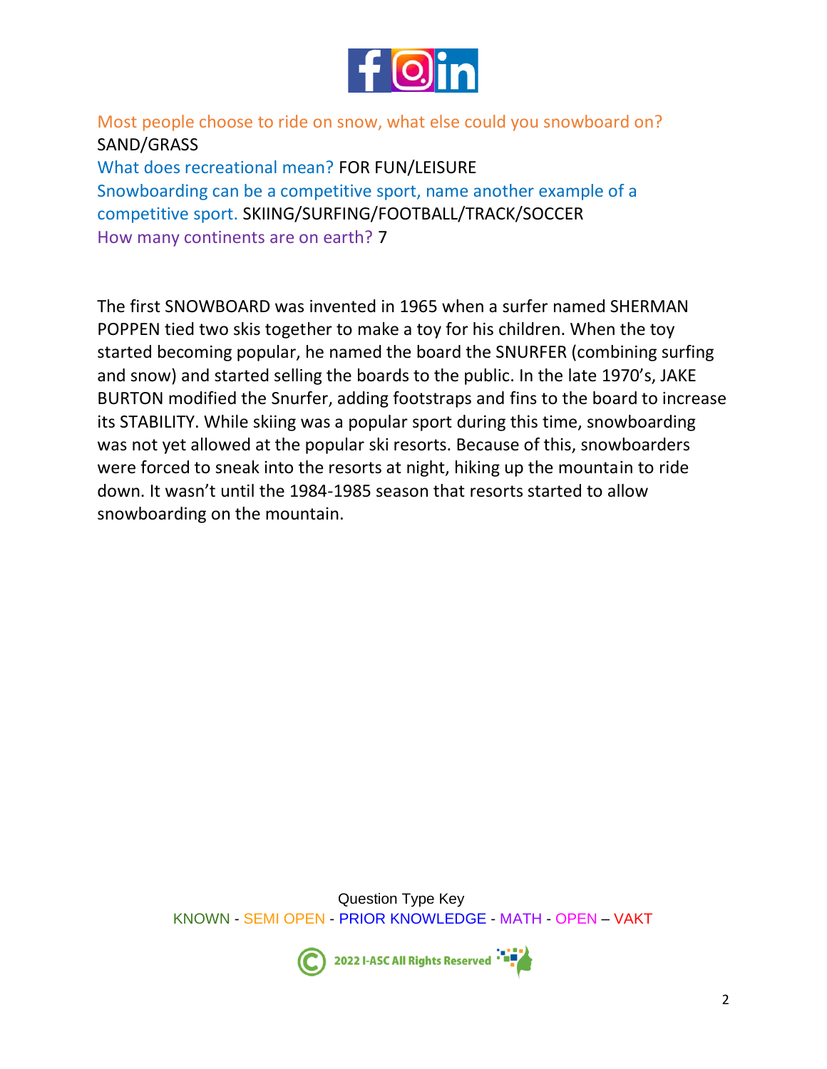Most people choose to ride on snow, what else could you snowboard on? SAND/GRASS

What does recreational mean? FOR FUN/LEISURE

Snowboarding can be a competitive sport, name another example of a competitive sport. SKIING/SURFING/FOOTBALL/TRACK/SOCCER

How many continents are on earth? 7

The first SNOWBOARD was invented in 1965 when a surfer named SHERMAN POPPEN tied two skis together to make a toy for his children. When the toy started becoming popular, he named the board the SNURFER (combining surfing and snow) and started selling the boards to the public. In the late 1970's, JAKE BURTON modified the Snurfer, adding footstraps and fins to the board to increase its STABILITY. While skiing was a popular sport during this time, snowboarding was not yet allowed at the popular ski resorts. Because of this, snowboarders were forced to sneak into the resorts at night, hiking up the mountain to ride down. It wasn't until the 1984-1985 season that resorts started to allow snowboarding on the mountain.

Question Type Key

KNOWN - SEMI OPEN - PRIOR KNOWLEDGE - MATH - OPEN – VAKT

2022 I-ASC All Rights Reserved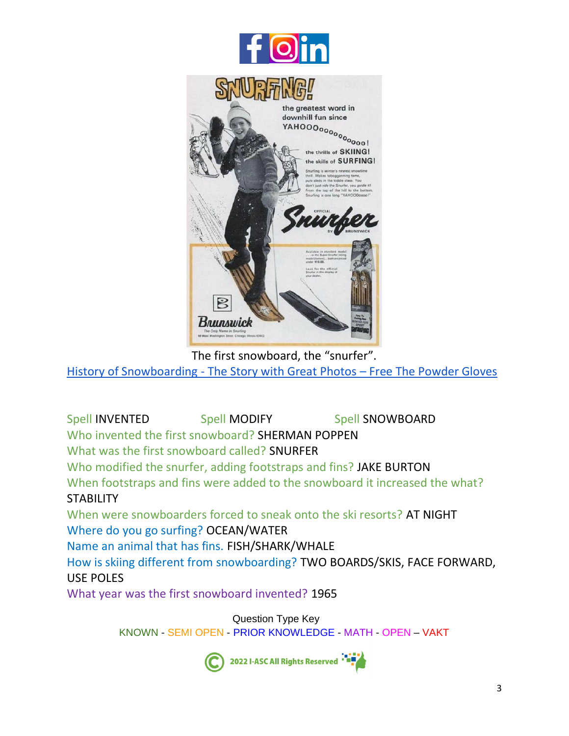The first snowboard, the "snurfer".

[History of Snowboarding - The Story with Great Photos – Free The Powder Gloves]

Spell INVENTED Spell MODIFY Spell SNOWBOARD

Who invented the first snowboard? SHERMAN POPPEN

What was the first snowboard called? SNURFER

Who modified the snurfer, adding footstraps and fins? JAKE BURTON

When footstraps and fins were added to the snowboard it increased the what? STABILITY

When were snowboarders forced to sneak onto the ski resorts? AT NIGHT

Where do you go surfing? OCEAN/WATER

Name an animal that has fins. FISH/SHARK/WHALE

How is skiing different from snowboarding? TWO BOARDS/SKIS, FACE FORWARD, USE POLES

What year was the first snowboard invented? 1965

Question Type Key

KNOWN - SEMI OPEN - PRIOR KNOWLEDGE - MATH - OPEN – VAKT

© 2022 I-ASC All Rights Reserved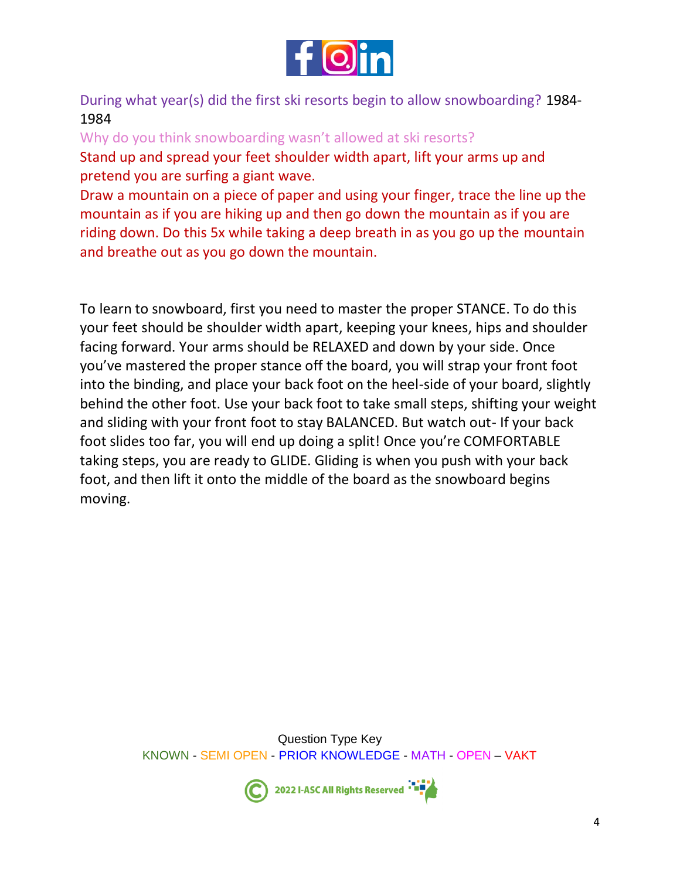During what year(s) did the first ski resorts begin to allow snowboarding? 1984-1984

Why do you think snowboarding wasn't allowed at ski resorts?

Stand up and spread your feet shoulder width apart, lift your arms up and pretend you are surfing a giant wave.

Draw a mountain on a piece of paper and using your finger, trace the line up the mountain as if you are hiking up and then go down the mountain as if you are riding down. Do this 5x while taking a deep breath in as you go up the mountain and breathe out as you go down the mountain.

To learn to snowboard, first you need to master the proper STANCE. To do this your feet should be shoulder width apart, keeping your knees, hips and shoulder facing forward. Your arms should be RELAXED and down by your side. Once you've mastered the proper stance off the board, you will strap your front foot into the binding, and place your back foot on the heel-side of your board, slightly behind the other foot. Use your back foot to take small steps, shifting your weight and sliding with your front foot to stay BALANCED. But watch out- If your back foot slides too far, you will end up doing a split! Once you're COMFORTABLE taking steps, you are ready to GLIDE. Gliding is when you push with your back foot, and then lift it onto the middle of the board as the snowboard begins moving.

Question Type Key

KNOWN - SEMI OPEN - PRIOR KNOWLEDGE - MATH - OPEN – VAKT

© 2022 I-ASC All Rights Reserved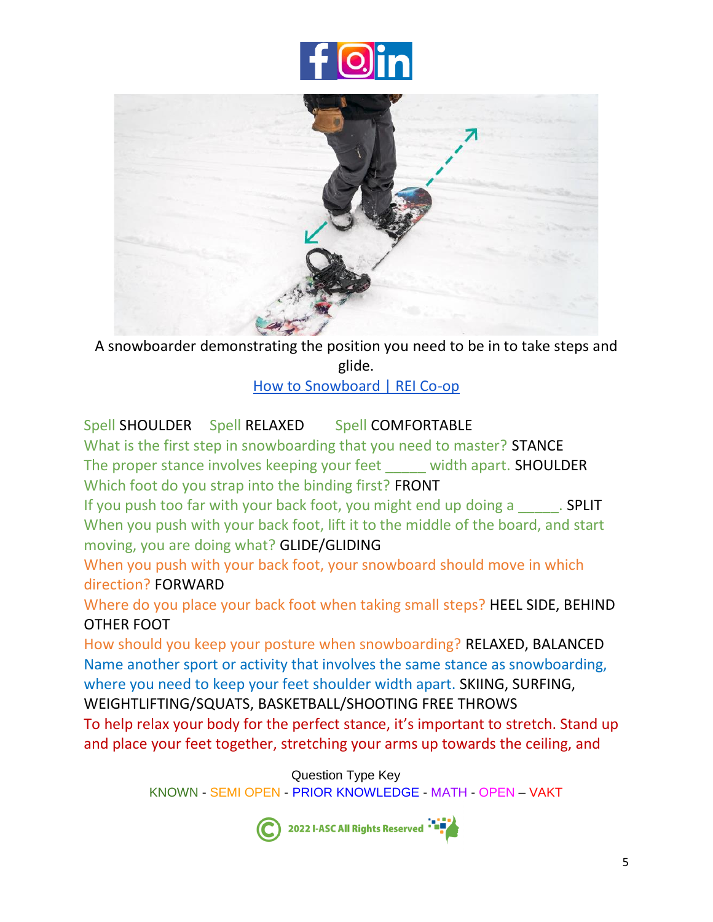A snowboarder demonstrating the position you need to be in to take steps and glide.

[How to Snowboard | REI Co-op]

Spell SHOULDER   Spell RELAXED   Spell COMFORTABLE

What is the first step in snowboarding that you need to master? STANCE

The proper stance involves keeping your feet _____ width apart. SHOULDER

Which foot do you strap into the binding first? FRONT

If you push too far with your back foot, you might end up doing a _____. SPLIT

When you push with your back foot, lift it to the middle of the board, and start moving, you are doing what? GLIDE/GLIDING

When you push with your back foot, your snowboard should move in which direction? FORWARD

Where do you place your back foot when taking small steps? HEEL SIDE, BEHIND OTHER FOOT

How should you keep your posture when snowboarding? RELAXED, BALANCED

Name another sport or activity that involves the same stance as snowboarding, where you need to keep your feet shoulder width apart. SKIING, SURFING, WEIGHTLIFTING/SQUATS, BASKETBALL/SHOOTING FREE THROWS

To help relax your body for the perfect stance, it's important to stretch. Stand up and place your feet together, stretching your arms up towards the ceiling, and

Question Type Key

KNOWN - SEMI OPEN - PRIOR KNOWLEDGE - MATH - OPEN – VAKT

2022 I-ASC All Rights Reserved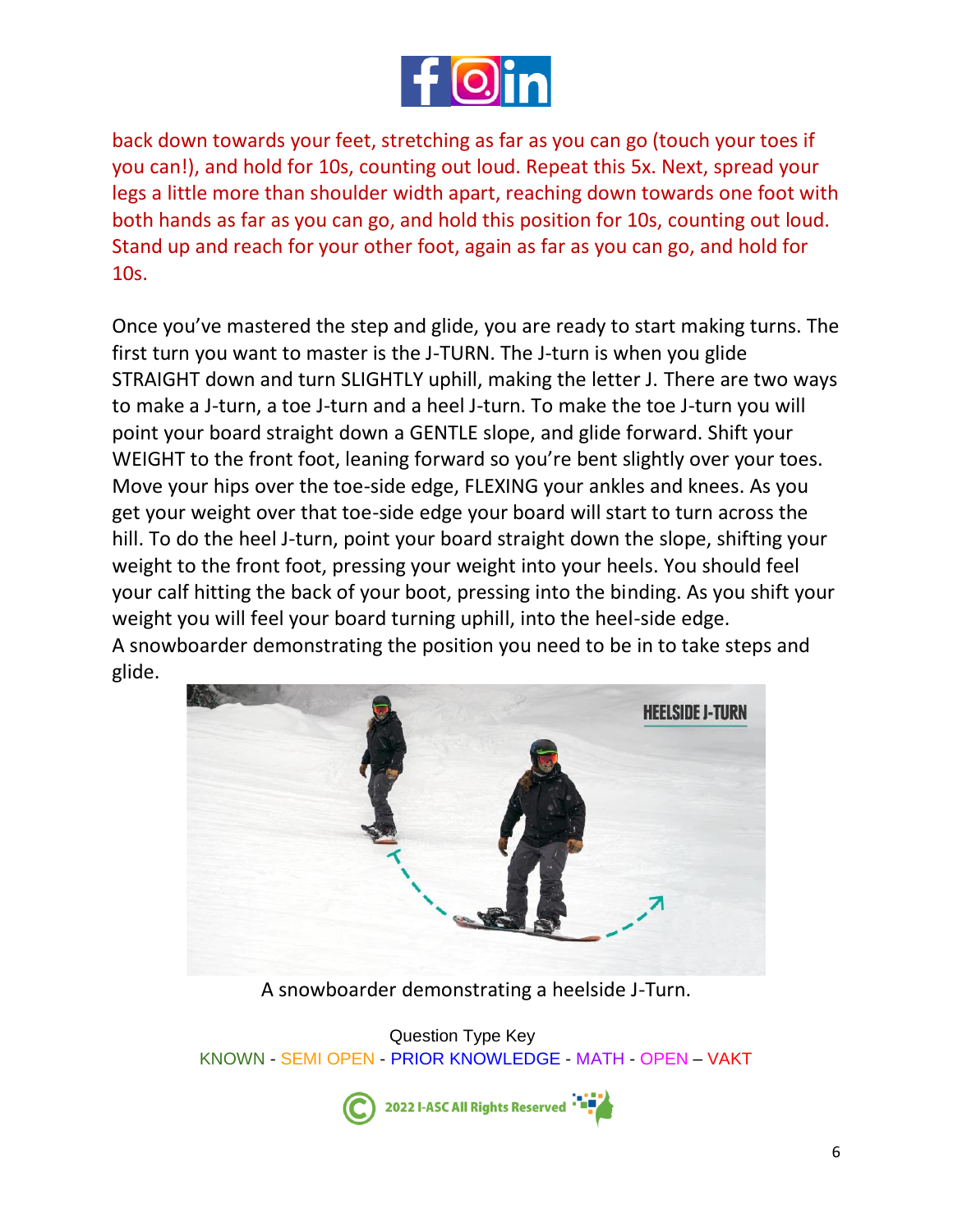back down towards your feet, stretching as far as you can go (touch your toes if you can!), and hold for 10s, counting out loud. Repeat this 5x. Next, spread your legs a little more than shoulder width apart, reaching down towards one foot with both hands as far as you can go, and hold this position for 10s, counting out loud. Stand up and reach for your other foot, again as far as you can go, and hold for 10s.

Once you've mastered the step and glide, you are ready to start making turns. The first turn you want to master is the J-TURN. The J-turn is when you glide STRAIGHT down and turn SLIGHTLY uphill, making the letter J. There are two ways to make a J-turn, a toe J-turn and a heel J-turn. To make the toe J-turn you will point your board straight down a GENTLE slope, and glide forward. Shift your WEIGHT to the front foot, leaning forward so you're bent slightly over your toes. Move your hips over the toe-side edge, FLEXING your ankles and knees. As you get your weight over that toe-side edge your board will start to turn across the hill. To do the heel J-turn, point your board straight down the slope, shifting your weight to the front foot, pressing your weight into your heels. You should feel your calf hitting the back of your boot, pressing into the binding. As you shift your weight you will feel your board turning uphill, into the heel-side edge.
A snowboarder demonstrating the position you need to be in to take steps and glide.

A snowboarder demonstrating a heelside J-Turn.

Question Type Key
KNOWN - SEMI OPEN - PRIOR KNOWLEDGE - MATH - OPEN – VAKT

2022 I-ASC All Rights Reserved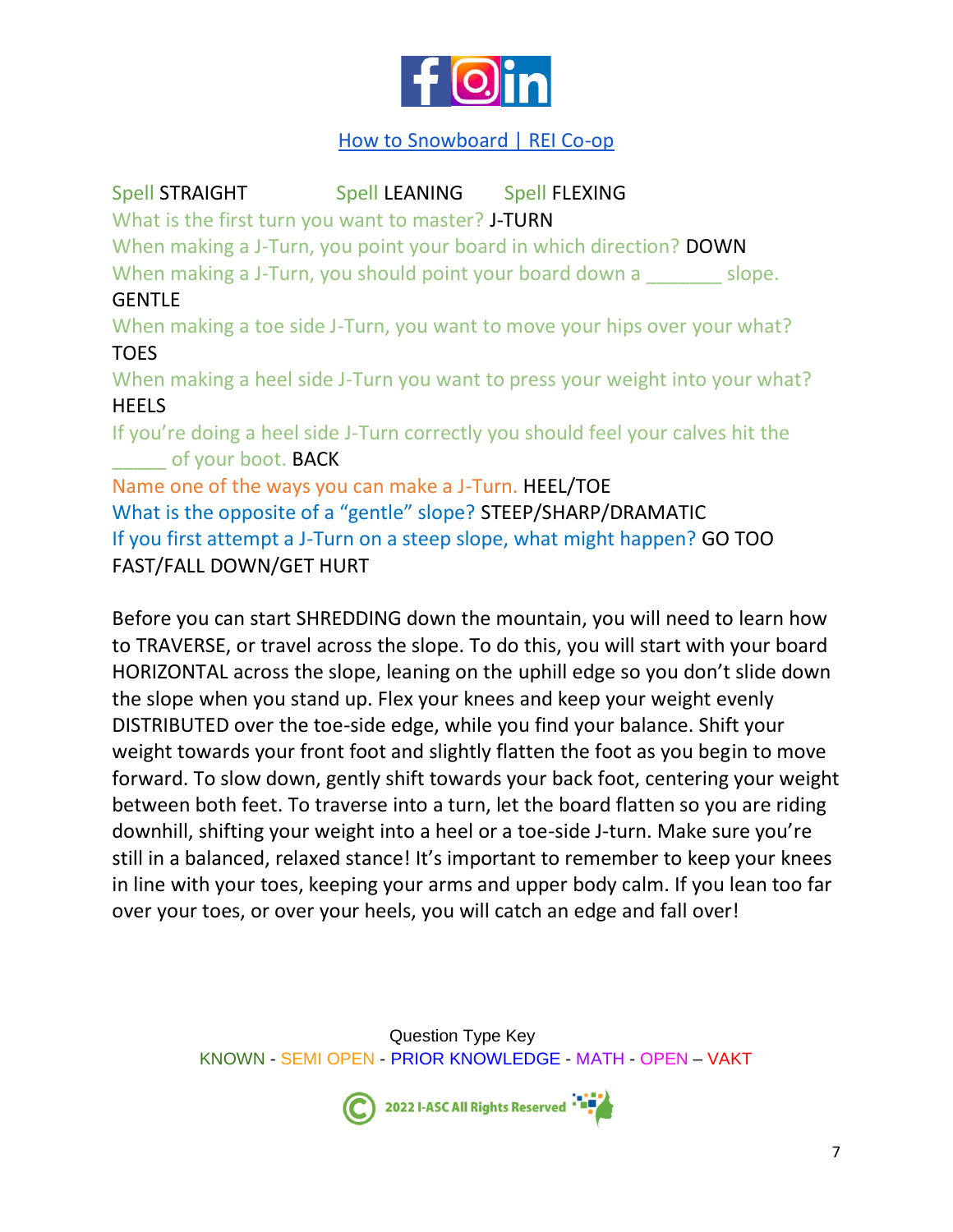[How to Snowboard | REI Co-op]

Spell STRAIGHT Spell LEANING Spell FLEXING

What is the first turn you want to master? J-TURN

When making a J-Turn, you point your board in which direction? DOWN

When making a J-Turn, you should point your board down a _______ slope. GENTLE

When making a toe side J-Turn, you want to move your hips over your what? TOES

When making a heel side J-Turn you want to press your weight into your what? HEELS

If you're doing a heel side J-Turn correctly you should feel your calves hit the _____ of your boot. BACK

Name one of the ways you can make a J-Turn. HEEL/TOE

What is the opposite of a "gentle" slope? STEEP/SHARP/DRAMATIC

If you first attempt a J-Turn on a steep slope, what might happen? GO TOO FAST/FALL DOWN/GET HURT

Before you can start SHREDDING down the mountain, you will need to learn how to TRAVERSE, or travel across the slope. To do this, you will start with your board HORIZONTAL across the slope, leaning on the uphill edge so you don't slide down the slope when you stand up. Flex your knees and keep your weight evenly DISTRIBUTED over the toe-side edge, while you find your balance. Shift your weight towards your front foot and slightly flatten the foot as you begin to move forward. To slow down, gently shift towards your back foot, centering your weight between both feet. To traverse into a turn, let the board flatten so you are riding downhill, shifting your weight into a heel or a toe-side J-turn. Make sure you're still in a balanced, relaxed stance! It's important to remember to keep your knees in line with your toes, keeping your arms and upper body calm. If you lean too far over your toes, or over your heels, you will catch an edge and fall over!

Question Type Key

KNOWN - SEMI OPEN - PRIOR KNOWLEDGE - MATH - OPEN – VAKT

2022 I-ASC All Rights Reserved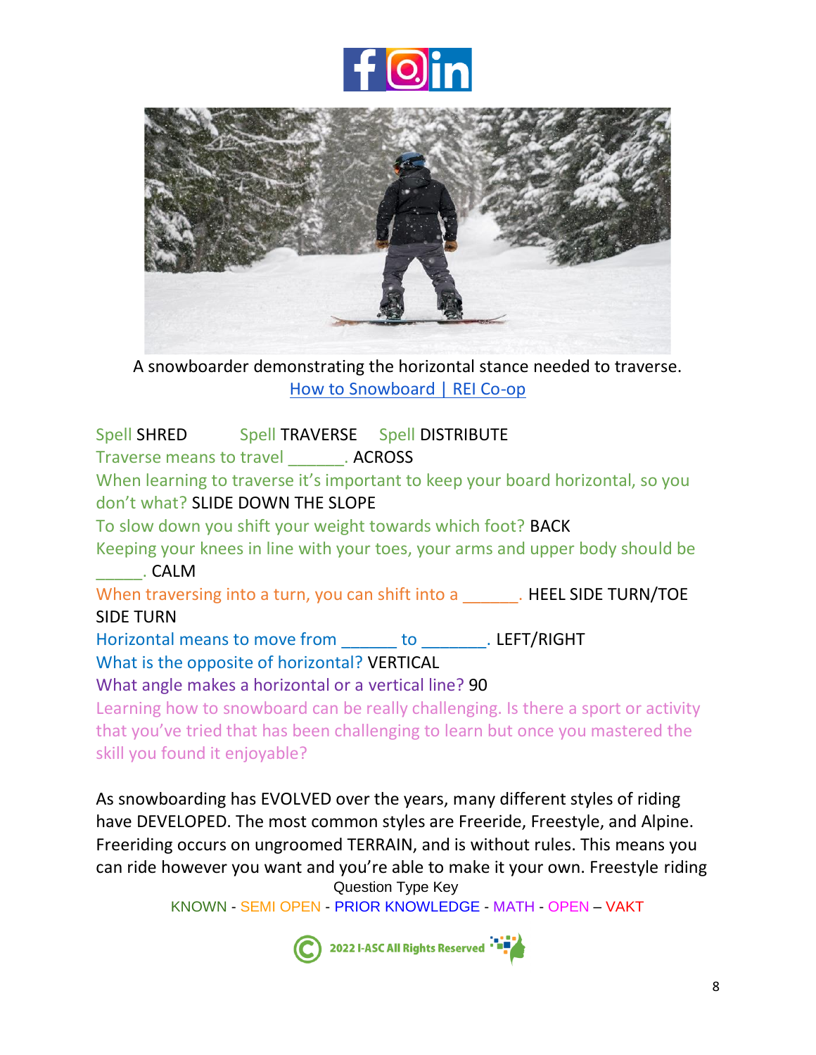A snowboarder demonstrating the horizontal stance needed to traverse.
How to Snowboard | REI Co-op

Spell SHRED Spell TRAVERSE Spell DISTRIBUTE

Traverse means to travel ______. ACROSS

When learning to traverse it's important to keep your board horizontal, so you don't what? SLIDE DOWN THE SLOPE

To slow down you shift your weight towards which foot? BACK

Keeping your knees in line with your toes, your arms and upper body should be _____. CALM

When traversing into a turn, you can shift into a ______. HEEL SIDE TURN/TOE SIDE TURN

Horizontal means to move from ______ to _______. LEFT/RIGHT

What is the opposite of horizontal? VERTICAL

What angle makes a horizontal or a vertical line? 90

Learning how to snowboard can be really challenging. Is there a sport or activity that you've tried that has been challenging to learn but once you mastered the skill you found it enjoyable?

As snowboarding has EVOLVED over the years, many different styles of riding have DEVELOPED. The most common styles are Freeride, Freestyle, and Alpine. Freeriding occurs on ungroomed TERRAIN, and is without rules. This means you can ride however you want and you're able to make it your own. Freestyle riding

Question Type Key

KNOWN - SEMI OPEN - PRIOR KNOWLEDGE - MATH - OPEN – VAKT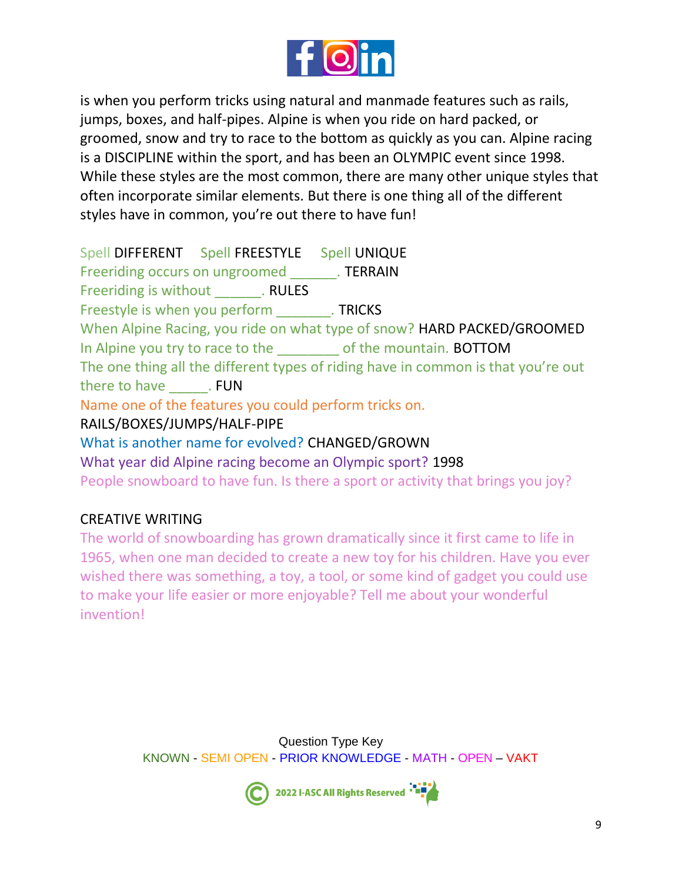is when you perform tricks using natural and manmade features such as rails, jumps, boxes, and half-pipes. Alpine is when you ride on hard packed, or groomed, snow and try to race to the bottom as quickly as you can. Alpine racing is a DISCIPLINE within the sport, and has been an OLYMPIC event since 1998. While these styles are the most common, there are many other unique styles that often incorporate similar elements. But there is one thing all of the different styles have in common, you're out there to have fun!

Spell DIFFERENT Spell FREESTYLE Spell UNIQUE

Freeriding occurs on ungroomed ______. TERRAIN

Freeriding is without ______. RULES

Freestyle is when you perform _______. TRICKS

When Alpine Racing, you ride on what type of snow? HARD PACKED/GROOMED

In Alpine you try to race to the ________ of the mountain. BOTTOM

The one thing all the different types of riding have in common is that you're out there to have _____. FUN

Name one of the features you could perform tricks on.

RAILS/BOXES/JUMPS/HALF-PIPE

What is another name for evolved? CHANGED/GROWN

What year did Alpine racing become an Olympic sport? 1998

People snowboard to have fun. Is there a sport or activity that brings you joy?

CREATIVE WRITING

The world of snowboarding has grown dramatically since it first came to life in 1965, when one man decided to create a new toy for his children. Have you ever wished there was something, a toy, a tool, or some kind of gadget you could use to make your life easier or more enjoyable? Tell me about your wonderful invention!

Question Type Key

KNOWN - SEMI OPEN - PRIOR KNOWLEDGE - MATH - OPEN – VAKT

2022 I-ASC All Rights Reserved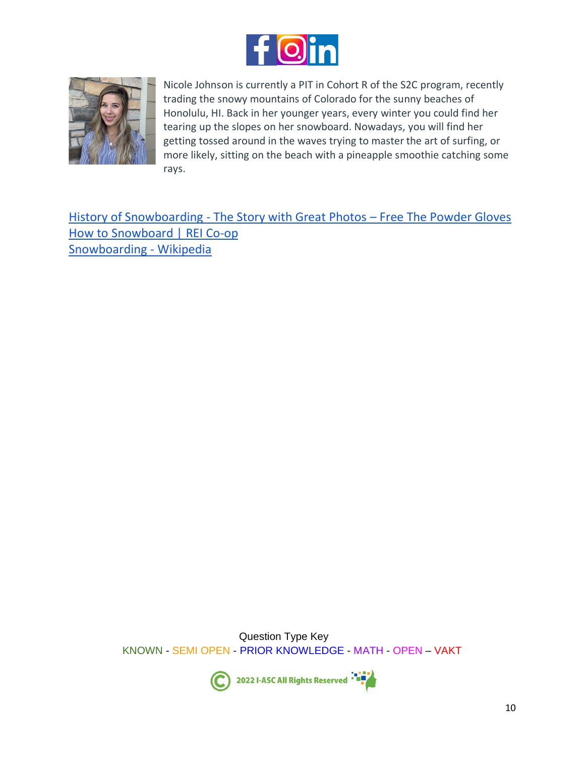Nicole Johnson is currently a PIT in Cohort R of the S2C program, recently trading the snowy mountains of Colorado for the sunny beaches of Honolulu, HI. Back in her younger years, every winter you could find her tearing up the slopes on her snowboard. Nowadays, you will find her getting tossed around in the waves trying to master the art of surfing, or more likely, sitting on the beach with a pineapple smoothie catching some rays.

History of Snowboarding - The Story with Great Photos – Free The Powder Gloves
How to Snowboard | REI Co-op
Snowboarding - Wikipedia

Question Type Key
KNOWN - SEMI OPEN - PRIOR KNOWLEDGE - MATH - OPEN – VAKT

© 2022 I-ASC All Rights Reserved